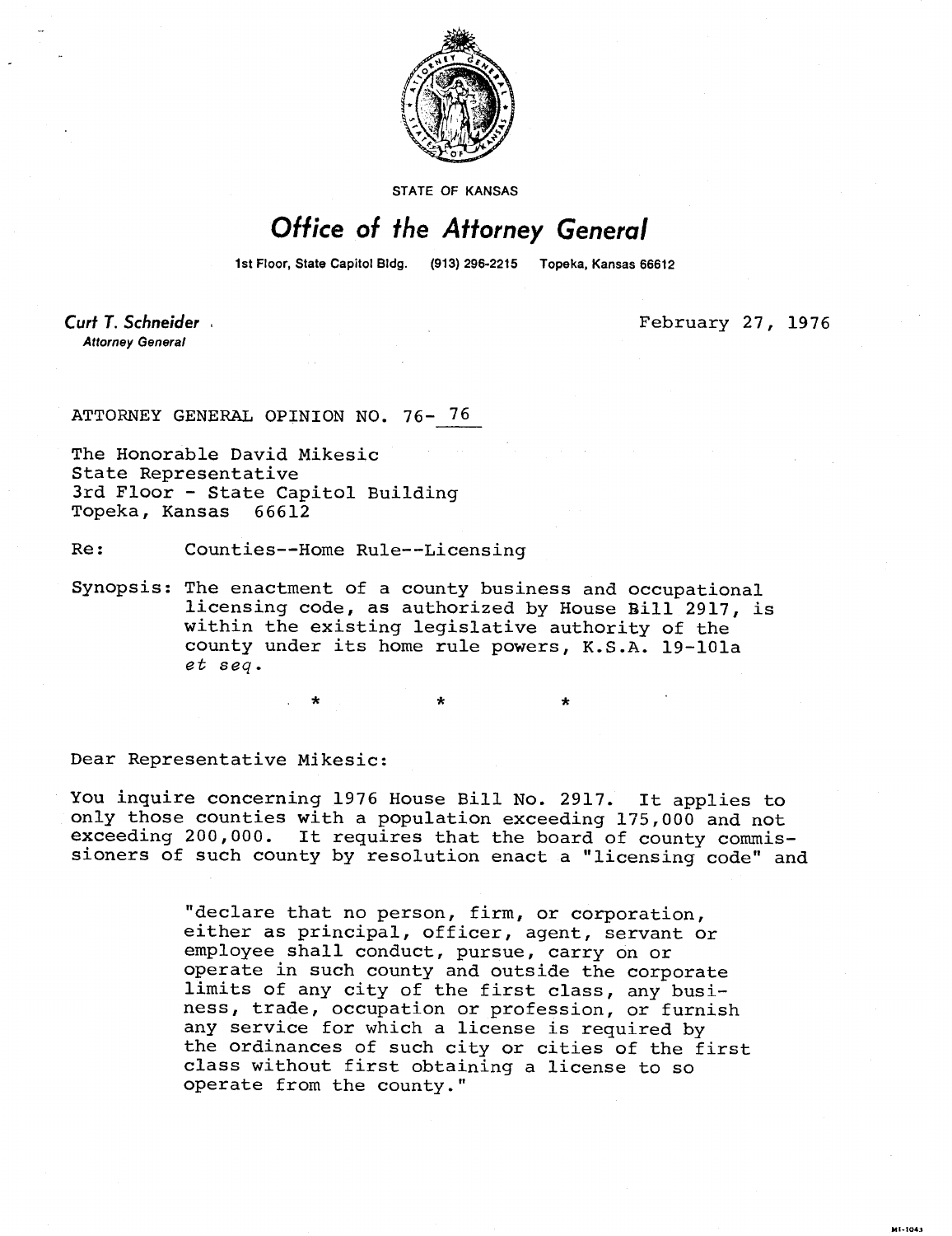STATE OF KANSAS

# Office of the Attorney General

1st Floor, State Capitol Bldg. (913) 296-2215 Topeka, Kansas 66612

**Curt T. Schneider**
*Attorney General*

February 27, 1976

ATTORNEY GENERAL OPINION NO. 76- 76

The Honorable David Mikesic
State Representative
3rd Floor - State Capitol Building
Topeka, Kansas 66612

Re: Counties--Home Rule--Licensing

Synopsis: The enactment of a county business and occupational licensing code, as authorized by House Bill 2917, is within the existing legislative authority of the county under its home rule powers, K.S.A. 19-101a *et seq*.

\* \* \*

Dear Representative Mikesic:

You inquire concerning 1976 House Bill No. 2917. It applies to only those counties with a population exceeding 175,000 and not exceeding 200,000. It requires that the board of county commissioners of such county by resolution enact a "licensing code" and

> "declare that no person, firm, or corporation, either as principal, officer, agent, servant or employee shall conduct, pursue, carry on or operate in such county and outside the corporate limits of any city of the first class, any business, trade, occupation or profession, or furnish any service for which a license is required by the ordinances of such city or cities of the first class without first obtaining a license to so operate from the county."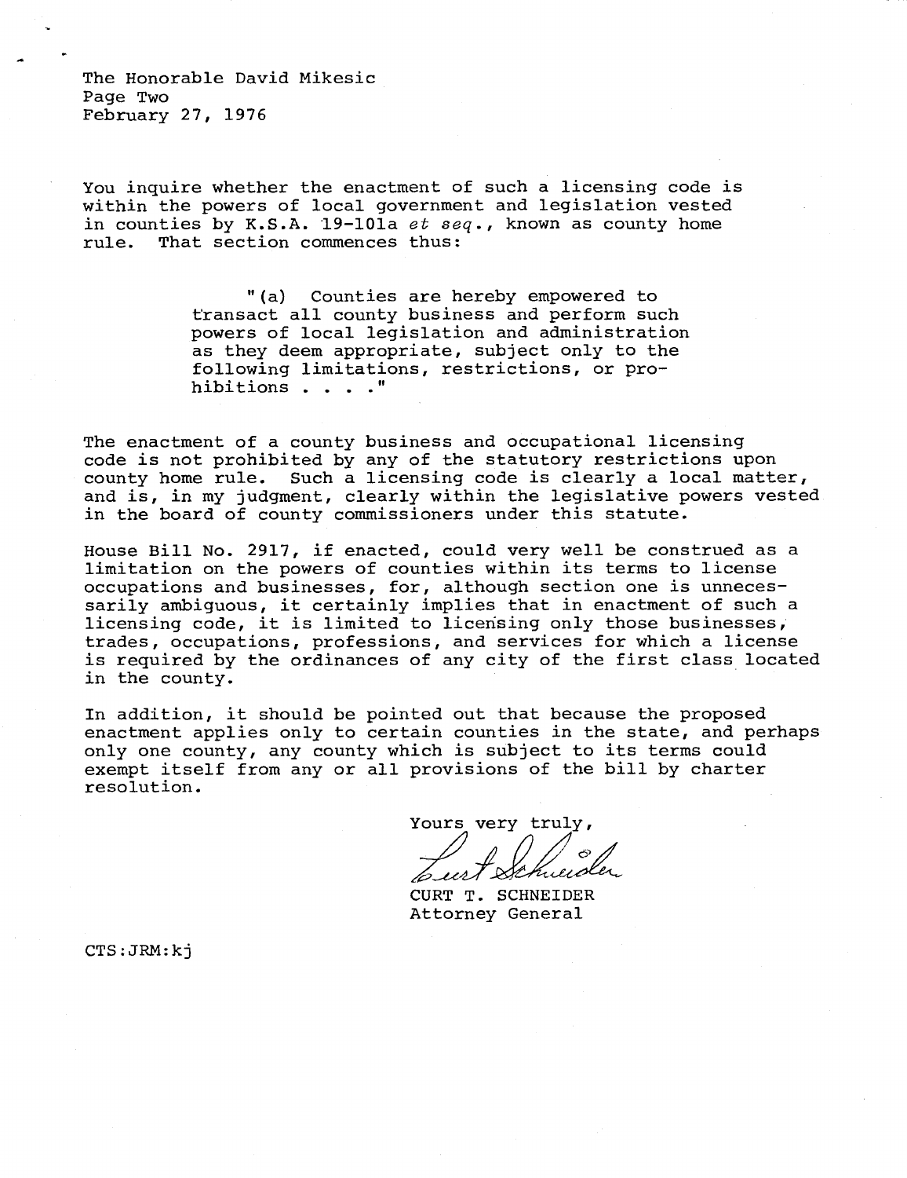The Honorable David Mikesic
Page Two
February 27, 1976

You inquire whether the enactment of such a licensing code is within the powers of local government and legislation vested in counties by K.S.A. 19-101a *et seq.*, known as county home rule. That section commences thus:

> "(a) Counties are hereby empowered to transact all county business and perform such powers of local legislation and administration as they deem appropriate, subject only to the following limitations, restrictions, or prohibitions . . . ."

The enactment of a county business and occupational licensing code is not prohibited by any of the statutory restrictions upon county home rule. Such a licensing code is clearly a local matter, and is, in my judgment, clearly within the legislative powers vested in the board of county commissioners under this statute.

House Bill No. 2917, if enacted, could very well be construed as a limitation on the powers of counties within its terms to license occupations and businesses, for, although section one is unnecessarily ambiguous, it certainly implies that in enactment of such a licensing code, it is limited to licensing only those businesses, trades, occupations, professions, and services for which a license is required by the ordinances of any city of the first class located in the county.

In addition, it should be pointed out that because the proposed enactment applies only to certain counties in the state, and perhaps only one county, any county which is subject to its terms could exempt itself from any or all provisions of the bill by charter resolution.

Yours very truly,

Curt Schneider

CURT T. SCHNEIDER
Attorney General

CTS:JRM:kj